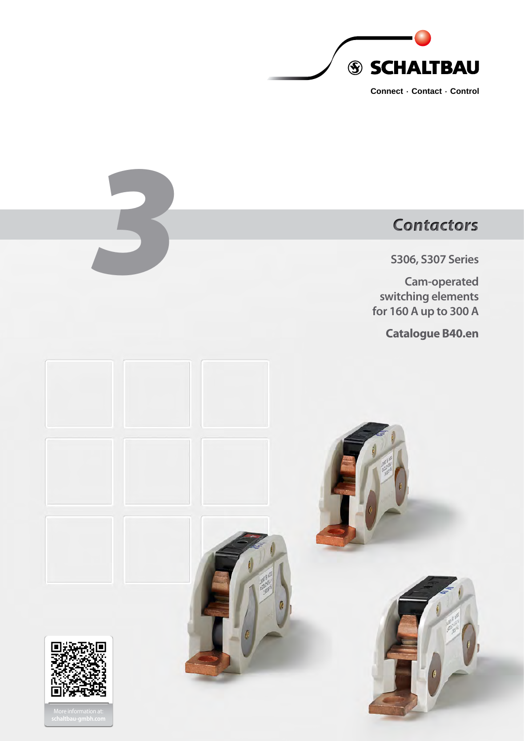SCHALTBAU

Connect · Contact · Control

3

# *Contactors*

## S306, S307 Series

## Cam-operated switching elements for 160 A up to 300 A

**Catalogue B40.en**

More information at: schaltbau-gmbh.com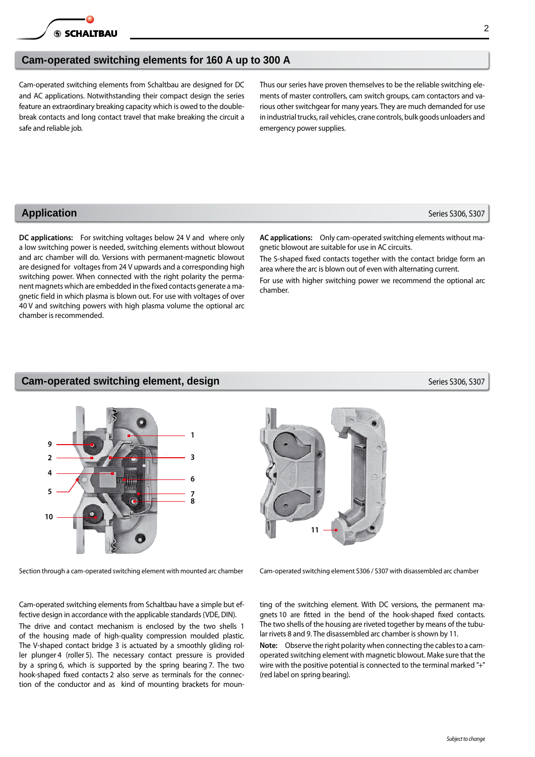## Cam-operated switching elements for 160 A up to 300 A

Cam-operated switching elements from Schaltbau are designed for DC and AC applications. Notwithstanding their compact design the series feature an extraordinary breaking capacity which is owed to the double-break contacts and long contact travel that make breaking the circuit a safe and reliable job.

Thus our series have proven themselves to be the reliable switching elements of master controllers, cam switch groups, cam contactors and various other switchgear for many years. They are much demanded for use in industrial trucks, rail vehicles, crane controls, bulk goods unloaders and emergency power supplies.

## Application

Series S306, S307

**DC applications:** For switching voltages below 24 V and where only a low switching power is needed, switching elements without blowout and arc chamber will do. Versions with permanent-magnetic blowout are designed for voltages from 24 V upwards and a corresponding high switching power. When connected with the right polarity the permanent magnets which are embedded in the fixed contacts generate a magnetic field in which plasma is blown out. For use with voltages of over 40 V and switching powers with high plasma volume the optional arc chamber is recommended.

**AC applications:** Only cam-operated switching elements without magnetic blowout are suitable for use in AC circuits.

The S-shaped fixed contacts together with the contact bridge form an area where the arc is blown out of even with alternating current.

For use with higher switching power we recommend the optional arc chamber.

## Cam-operated switching element, design

Series S306, S307

Section through a cam-operated switching element with mounted arc chamber

Cam-operated switching element S306 / S307 with disassembled arc chamber

Cam-operated switching elements from Schaltbau have a simple but effective design in accordance with the applicable standards (VDE, DIN).

The drive and contact mechanism is enclosed by the two shells 1 of the housing made of high-quality compression moulded plastic. The V-shaped contact bridge 3 is actuated by a smoothly gliding roller plunger 4 (roller 5). The necessary contact pressure is provided by a spring 6, which is supported by the spring bearing 7. The two hook-shaped fixed contacts 2 also serve as terminals for the connection of the conductor and as kind of mounting brackets for mounting of the switching element. With DC versions, the permanent magnets 10 are fitted in the bend of the hook-shaped fixed contacts. The two shells of the housing are riveted together by means of the tubular rivets 8 and 9. The disassembled arc chamber is shown by 11.

**Note:** Observe the right polarity when connecting the cables to a cam-operated switching element with magnetic blowout. Make sure that the wire with the positive potential is connected to the terminal marked "+" (red label on spring bearing).

*Subject to change*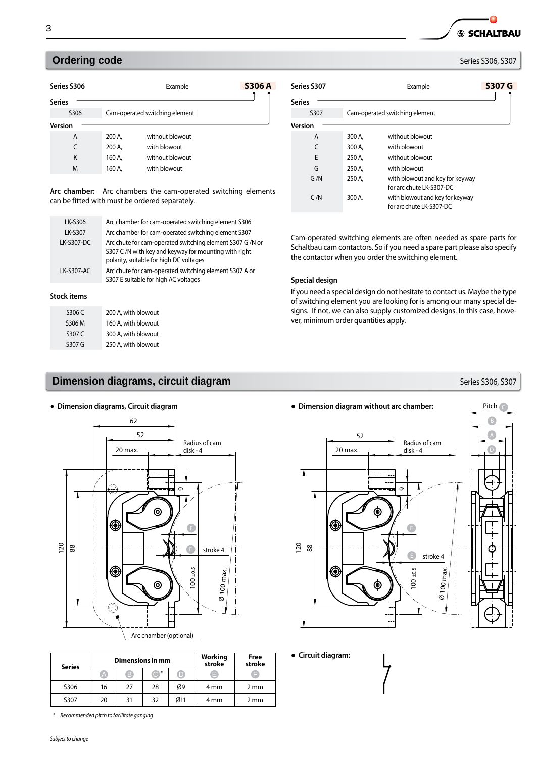## Ordering code

Series S306, S307

### Series S306

Example: **S306 A**

**Series**

| | |
|---|---|
| S306 | Cam-operated switching element |

**Version**

| | | |
|---|---|---|
| A | 200 A, | without blowout |
| C | 200 A, | with blowout |
| K | 160 A, | without blowout |
| M | 160 A, | with blowout |

**Arc chamber:** Arc chambers the cam-operated switching elements can be fitted with must be ordered separately.

| | |
|---|---|
| LK-S306 | Arc chamber for cam-operated switching element S306 |
| LK-S307 | Arc chamber for cam-operated switching element S307 |
| LK-S307-DC | Arc chute for cam-operated switching element S307 G /N or S307 C /N with key and keyway for mounting with right polarity, suitable for high DC voltages |
| LK-S307-AC | Arc chute for cam-operated switching element S307 A or S307 E suitable for high AC voltages |

**Stock items**

| | |
|---|---|
| S306 C | 200 A, with blowout |
| S306 M | 160 A, with blowout |
| S307 C | 300 A, with blowout |
| S307 G | 250 A, with blowout |

### Series S307

Example: **S307 G**

**Series**

| | |
|---|---|
| S307 | Cam-operated switching element |

**Version**

| | | |
|---|---|---|
| A | 300 A, | without blowout |
| C | 300 A, | with blowout |
| E | 250 A, | without blowout |
| G | 250 A, | with blowout |
| G /N | 250 A, | with blowout and key for keyway for arc chute LK-S307-DC |
| C /N | 300 A, | with blowout and key for keyway for arc chute LK-S307-DC |

Cam-operated switching elements are often needed as spare parts for Schaltbau cam contactors. So if you need a spare part please also specify the contactor when you order the switching element.

**Special design**

If you need a special design do not hesitate to contact us. Maybe the type of switching element you are looking for is among our many special designs. If not, we can also supply customized designs. In this case, however, minimum order quantities apply.

## Dimension diagrams, circuit diagram

Series S306, S307

- **Dimension diagrams, Circuit diagram**

62, 52, 20 max., Radius of cam disk - 4, 9, F, E, stroke 4, 120, 88, 100 ±0.5, Ø 100 max., Arc chamber (optional)

- **Dimension diagram without arc chamber:**

Pitch C, B, A, D, 52, 20 max., Radius of cam disk - 4, 9, F, E, stroke 4, 120, 88, 100 ±0.5, Ø 100 max.

| Series | Dimensions in mm | | | | Working stroke | Free stroke |
|---|---|---|---|---|---|---|
| | A | B | C* | D | E | F |
| S306 | 16 | 27 | 28 | Ø9 | 4 mm | 2 mm |
| S307 | 20 | 31 | 32 | Ø11 | 4 mm | 2 mm |

\* *Recommended pitch to facilitate ganging*

- **Circuit diagram:**

*Subject to change*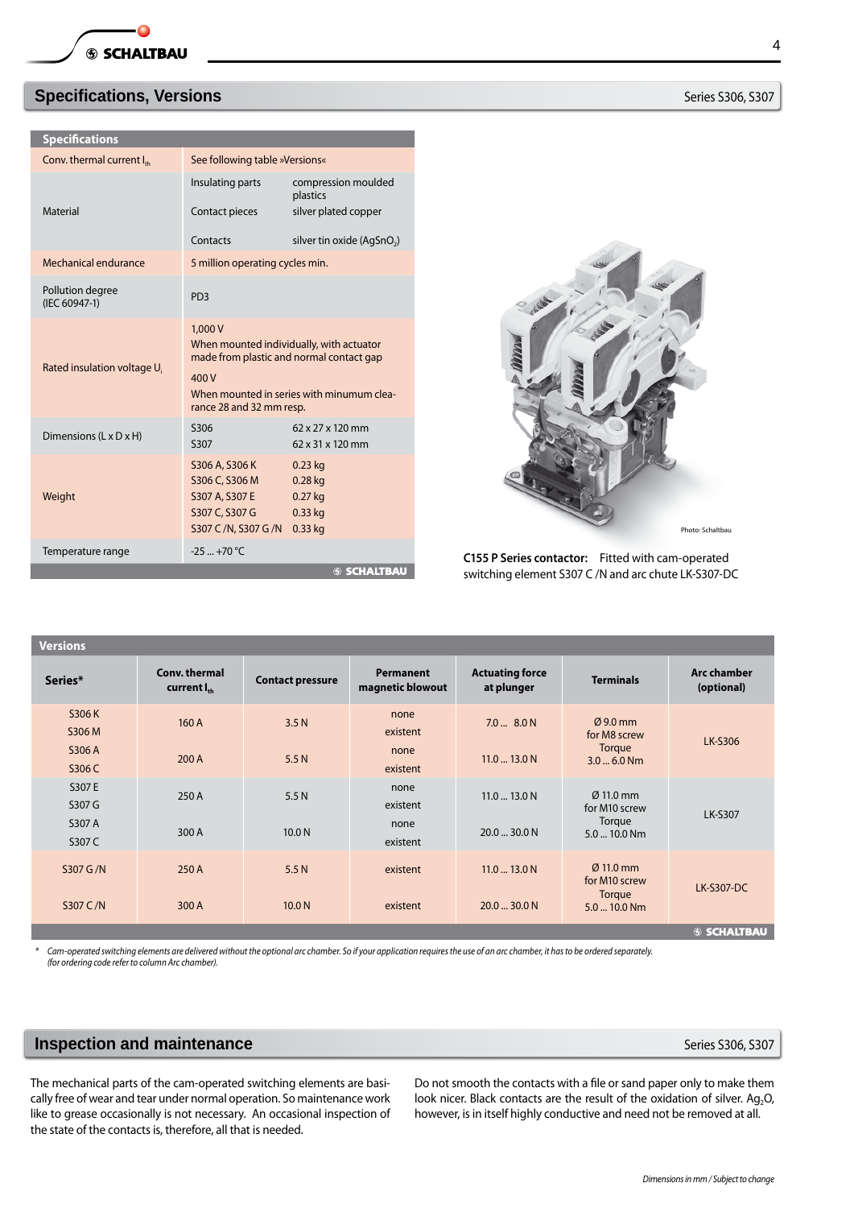## Specifications, Versions

Series S306, S307

| Specifications | | |
|---|---|---|
| Conv. thermal current $I_{th}$ | See following table »Versions« | |
| Material | Insulating parts | compression moulded plastics |
| | Contact pieces | silver plated copper |
| | Contacts | silver tin oxide ($AgSnO_2$) |
| Mechanical endurance | 5 million operating cycles min. | |
| Pollution degree (IEC 60947-1) | PD3 | |
| Rated insulation voltage $U_i$ | 1,000 V<br>When mounted individually, with actuator made from plastic and normal contact gap<br>400 V<br>When mounted in series with minumum clearance 28 and 32 mm resp. | |
| Dimensions (L x D x H) | S306 | 62 x 27 x 120 mm |
| | S307 | 62 x 31 x 120 mm |
| Weight | S306 A, S306 K | 0.23 kg |
| | S306 C, S306 M | 0.28 kg |
| | S307 A, S307 E | 0.27 kg |
| | S307 C, S307 G | 0.33 kg |
| | S307 C /N, S307 G /N | 0.33 kg |
| Temperature range | -25 ... +70 °C | |

Photo: Schaltbau

**C155 P Series contactor:** Fitted with cam-operated switching element S307 C /N and arc chute LK-S307-DC

**Versions**

| Series* | Conv. thermal current $I_{th}$ | Contact pressure | Permanent magnetic blowout | Actuating force at plunger | Terminals | Arc chamber (optional) |
|---|---|---|---|---|---|---|
| S306 K | 160 A | 3.5 N | none | 7.0 ... 8.0 N | Ø 9.0 mm for M8 screw Torque 3.0 ... 6.0 Nm | LK-S306 |
| S306 M | | | existent | | | |
| S306 A | 200 A | 5.5 N | none | 11.0 ... 13.0 N | | |
| S306 C | | | existent | | | |
| S307 E | 250 A | 5.5 N | none | 11.0 ... 13.0 N | Ø 11.0 mm for M10 screw Torque 5.0 ... 10.0 Nm | LK-S307 |
| S307 G | | | existent | | | |
| S307 A | 300 A | 10.0 N | none | 20.0 ... 30.0 N | | |
| S307 C | | | existent | | | |
| S307 G /N | 250 A | 5.5 N | existent | 11.0 ... 13.0 N | Ø 11.0 mm for M10 screw Torque 5.0 ... 10.0 Nm | LK-S307-DC |
| S307 C /N | 300 A | 10.0 N | existent | 20.0 ... 30.0 N | | |

\* *Cam-operated switching elements are delivered without the optional arc chamber. So if your application requires the use of an arc chamber, it has to be ordered separately. (for ordering code refer to column Arc chamber).*

## Inspection and maintenance

Series S306, S307

The mechanical parts of the cam-operated switching elements are basically free of wear and tear under normal operation. So maintenance work like to grease occasionally is not necessary. An occasional inspection of the state of the contacts is, therefore, all that is needed.

Do not smooth the contacts with a file or sand paper only to make them look nicer. Black contacts are the result of the oxidation of silver. $Ag_2O$, however, is in itself highly conductive and need not be removed at all.

*Dimensions in mm / Subject to change*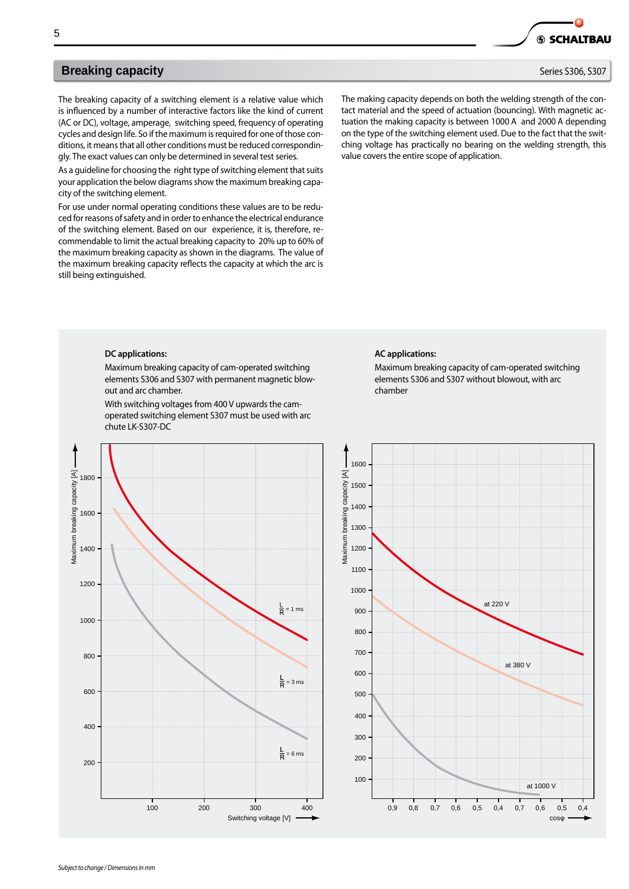## Breaking capacity

Series S306, S307

The breaking capacity of a switching element is a relative value which is influenced by a number of interactive factors like the kind of current (AC or DC), voltage, amperage, switching speed, frequency of operating cycles and design life. So if the maximum is required for one of those conditions, it means that all other conditions must be reduced correspondingly. The exact values can only be determined in several test series.

As a guideline for choosing the right type of switching element that suits your application the below diagrams show the maximum breaking capacity of the switching element.

For use under normal operating conditions these values are to be reduced for reasons of safety and in order to enhance the electrical endurance of the switching element. Based on our experience, it is, therefore, recommendable to limit the actual breaking capacity to 20% up to 60% of the maximum breaking capacity as shown in the diagrams. The value of the maximum breaking capacity reflects the capacity at which the arc is still being extinguished.

The making capacity depends on both the welding strength of the contact material and the speed of actuation (bouncing). With magnetic actuation the making capacity is between 1000 A and 2000 A depending on the type of the switching element used. Due to the fact that the switching voltage has practically no bearing on the welding strength, this value covers the entire scope of application.

**DC applications:**

Maximum breaking capacity of cam-operated switching elements S306 and S307 with permanent magnetic blow-out and arc chamber.

With switching voltages from 400 V upwards the cam-operated switching element S307 must be used with arc chute LK-S307-DC

**AC applications:**

Maximum breaking capacity of cam-operated switching elements S306 and S307 without blowout, with arc chamber

*Subject to change / Dimensions in mm*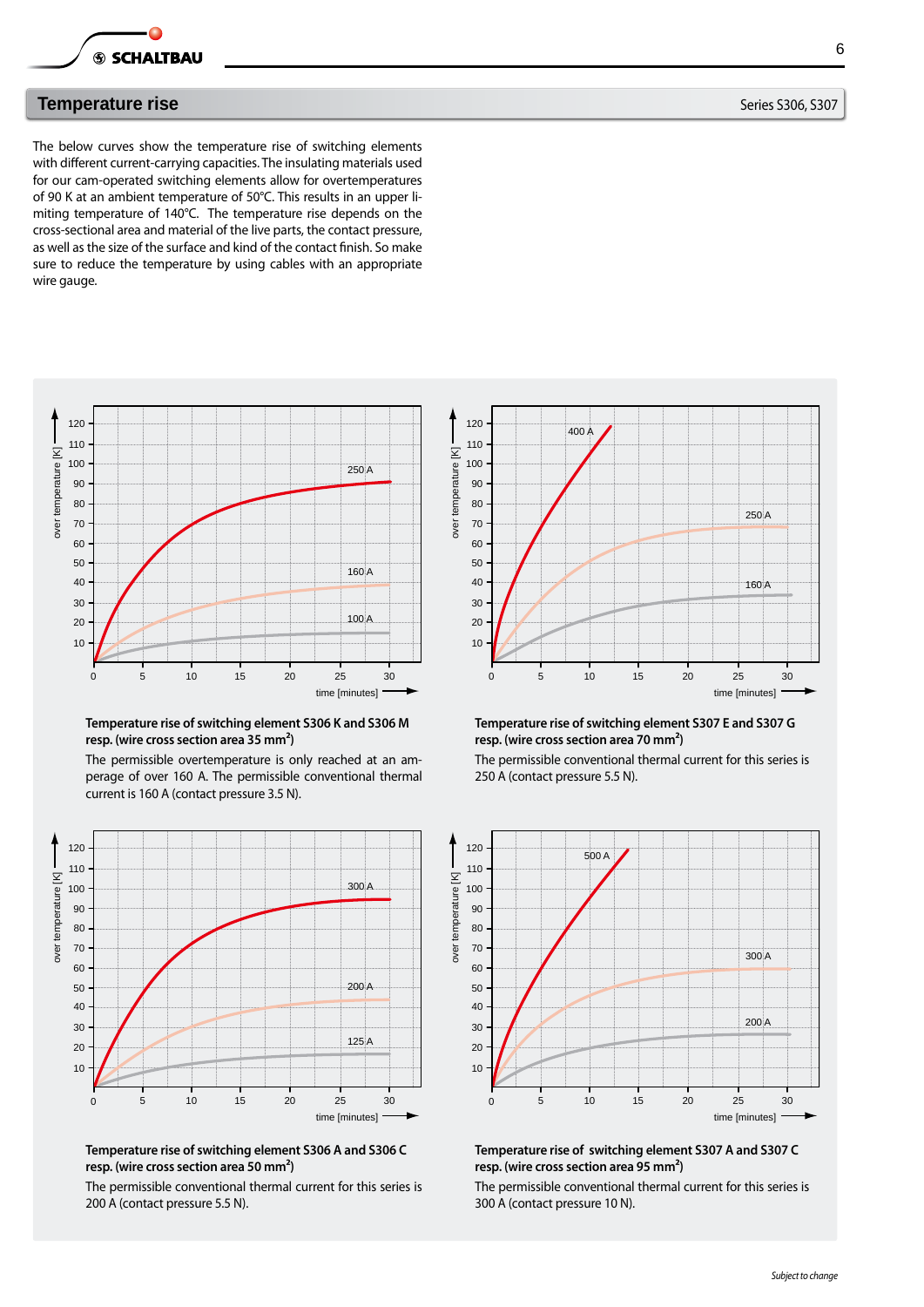## Temperature rise

Series S306, S307

The below curves show the temperature rise of switching elements with different current-carrying capacities. The insulating materials used for our cam-operated switching elements allow for overtemperatures of 90 K at an ambient temperature of 50°C. This results in an upper limiting temperature of 140°C. The temperature rise depends on the cross-sectional area and material of the live parts, the contact pressure, as well as the size of the surface and kind of the contact finish. So make sure to reduce the temperature by using cables with an appropriate wire gauge.

**Temperature rise of switching element S306 K and S306 M resp. (wire cross section area 35 mm²)**

The permissible overtemperature is only reached at an amperage of over 160 A. The permissible conventional thermal current is 160 A (contact pressure 3.5 N).

**Temperature rise of switching element S307 E and S307 G resp. (wire cross section area 70 mm²)**

The permissible conventional thermal current for this series is 250 A (contact pressure 5.5 N).

**Temperature rise of switching element S306 A and S306 C resp. (wire cross section area 50 mm²)**

The permissible conventional thermal current for this series is 200 A (contact pressure 5.5 N).

**Temperature rise of switching element S307 A and S307 C resp. (wire cross section area 95 mm²)**

The permissible conventional thermal current for this series is 300 A (contact pressure 10 N).

*Subject to change*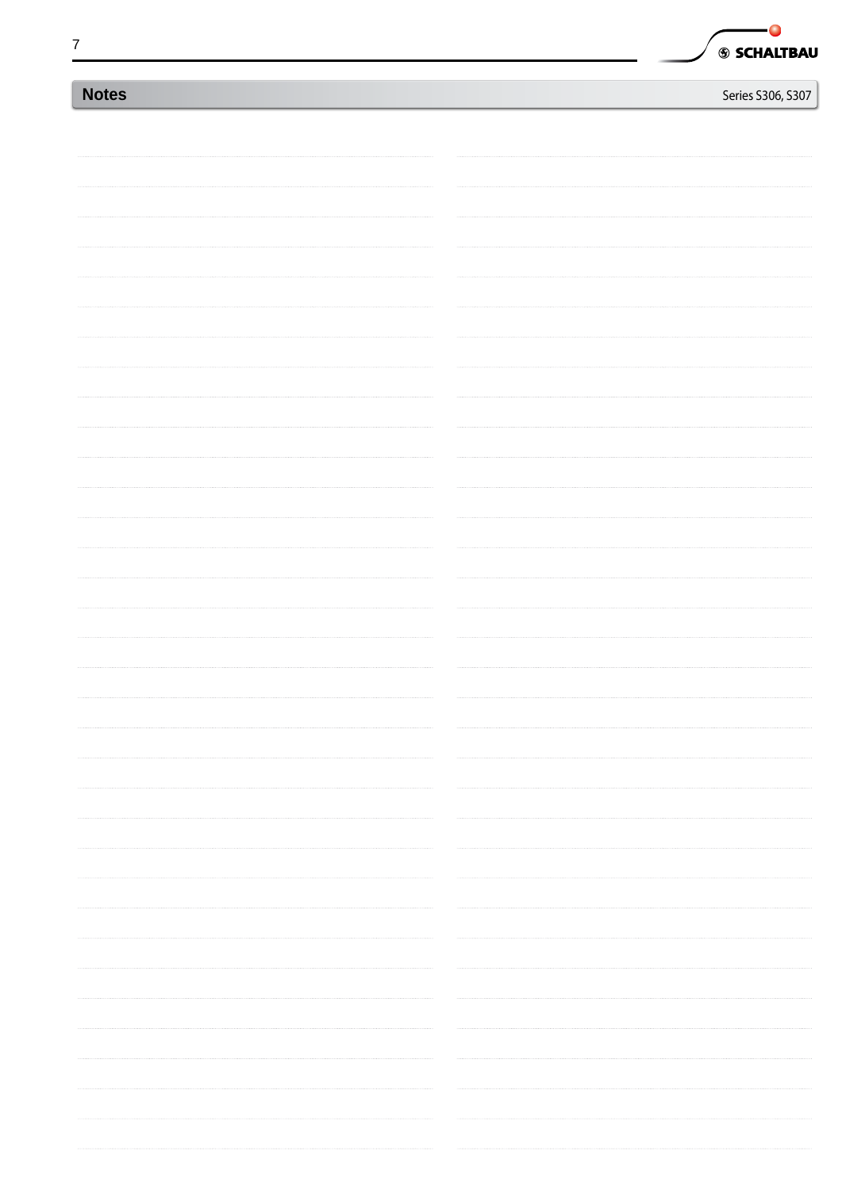## Notes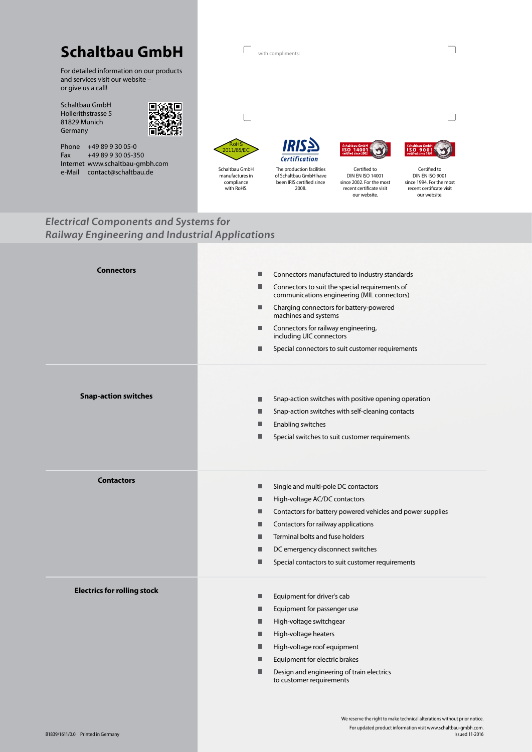# Schaltbau GmbH

For detailed information on our products and services visit our website – or give us a call!

Schaltbau GmbH
Hollerithstrasse 5
81829 Munich
Germany

Phone +49 89 9 30 05-0
Fax +49 89 9 30 05-350
Internet www.schaltbau-gmbh.com
e-Mail contact@schaltbau.de

with compliments:

RoHS 2011/65/EC

Schaltbau GmbH manufactures in compliance with RoHS.

IRIS Certification

The production facilities of Schaltbau GmbH have been IRIS certified since 2008.

Schaltbau GmbH ISO 14001 certified since 2002

Certified to DIN EN ISO 14001 since 2002. For the most recent certificate visit our website.

Schaltbau GmbH ISO 9001 certified since 1994

Certified to DIN EN ISO 9001 since 1994. For the most recent certificate visit our website.

## *Electrical Components and Systems for Railway Engineering and Industrial Applications*

### Connectors

- Connectors manufactured to industry standards
- Connectors to suit the special requirements of communications engineering (MIL connectors)
- Charging connectors for battery-powered machines and systems
- Connectors for railway engineering, including UIC connectors
- Special connectors to suit customer requirements

### Snap-action switches

- Snap-action switches with positive opening operation
- Snap-action switches with self-cleaning contacts
- Enabling switches
- Special switches to suit customer requirements

### Contactors

- Single and multi-pole DC contactors
- High-voltage AC/DC contactors
- Contactors for battery powered vehicles and power supplies
- Contactors for railway applications
- Terminal bolts and fuse holders
- DC emergency disconnect switches
- Special contactors to suit customer requirements

### Electrics for rolling stock

- Equipment for driver's cab
- Equipment for passenger use
- High-voltage switchgear
- High-voltage heaters
- High-voltage roof equipment
- Equipment for electric brakes
- Design and engineering of train electrics to customer requirements

We reserve the right to make technical alterations without prior notice.
For updated product information visit www.schaltbau-gmbh.com.
Issued 11-2016

B1839/1611/0.0 Printed in Germany